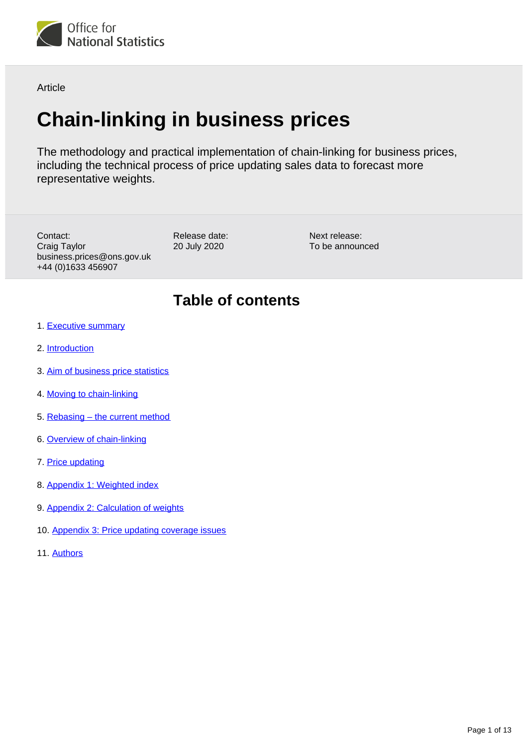Office for National Statistics

Article

# Chain-linking in business prices

The methodology and practical implementation of chain-linking for business prices, including the technical process of price updating sales data to forecast more representative weights.

Contact:
Craig Taylor
business.prices@ons.gov.uk
+44 (0)1633 456907

Release date:
20 July 2020

Next release:
To be announced

## Table of contents

1. Executive summary
2. Introduction
3. Aim of business price statistics
4. Moving to chain-linking
5. Rebasing – the current method
6. Overview of chain-linking
7. Price updating
8. Appendix 1: Weighted index
9. Appendix 2: Calculation of weights
10. Appendix 3: Price updating coverage issues
11. Authors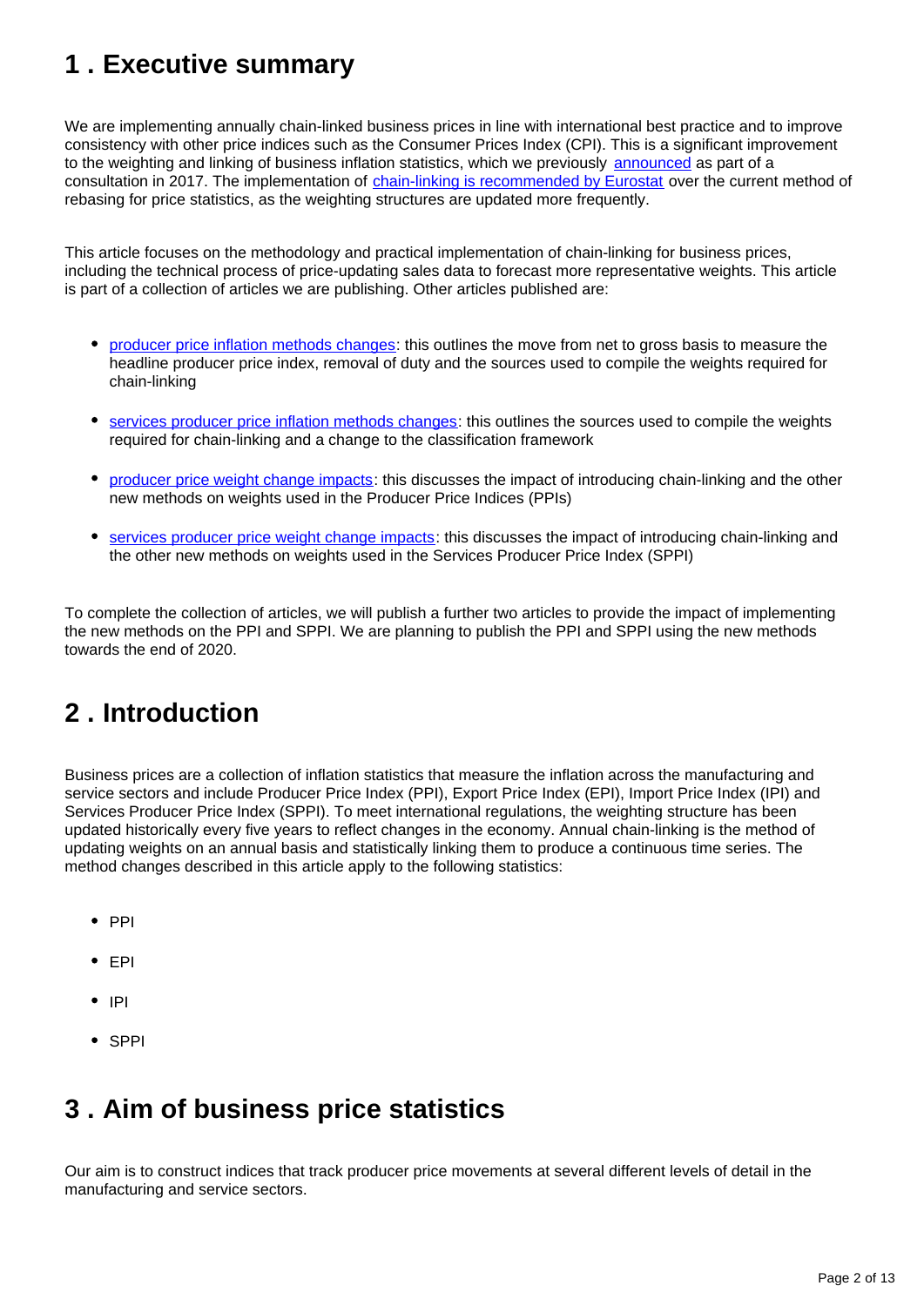## 1 . Executive summary

We are implementing annually chain-linked business prices in line with international best practice and to improve consistency with other price indices such as the Consumer Prices Index (CPI). This is a significant improvement to the weighting and linking of business inflation statistics, which we previously announced as part of a consultation in 2017. The implementation of chain-linking is recommended by Eurostat over the current method of rebasing for price statistics, as the weighting structures are updated more frequently.

This article focuses on the methodology and practical implementation of chain-linking for business prices, including the technical process of price-updating sales data to forecast more representative weights. This article is part of a collection of articles we are publishing. Other articles published are:

- producer price inflation methods changes: this outlines the move from net to gross basis to measure the headline producer price index, removal of duty and the sources used to compile the weights required for chain-linking
- services producer price inflation methods changes: this outlines the sources used to compile the weights required for chain-linking and a change to the classification framework
- producer price weight change impacts: this discusses the impact of introducing chain-linking and the other new methods on weights used in the Producer Price Indices (PPIs)
- services producer price weight change impacts: this discusses the impact of introducing chain-linking and the other new methods on weights used in the Services Producer Price Index (SPPI)

To complete the collection of articles, we will publish a further two articles to provide the impact of implementing the new methods on the PPI and SPPI. We are planning to publish the PPI and SPPI using the new methods towards the end of 2020.

## 2 . Introduction

Business prices are a collection of inflation statistics that measure the inflation across the manufacturing and service sectors and include Producer Price Index (PPI), Export Price Index (EPI), Import Price Index (IPI) and Services Producer Price Index (SPPI). To meet international regulations, the weighting structure has been updated historically every five years to reflect changes in the economy. Annual chain-linking is the method of updating weights on an annual basis and statistically linking them to produce a continuous time series. The method changes described in this article apply to the following statistics:

- PPI
- EPI
- IPI
- SPPI

## 3 . Aim of business price statistics

Our aim is to construct indices that track producer price movements at several different levels of detail in the manufacturing and service sectors.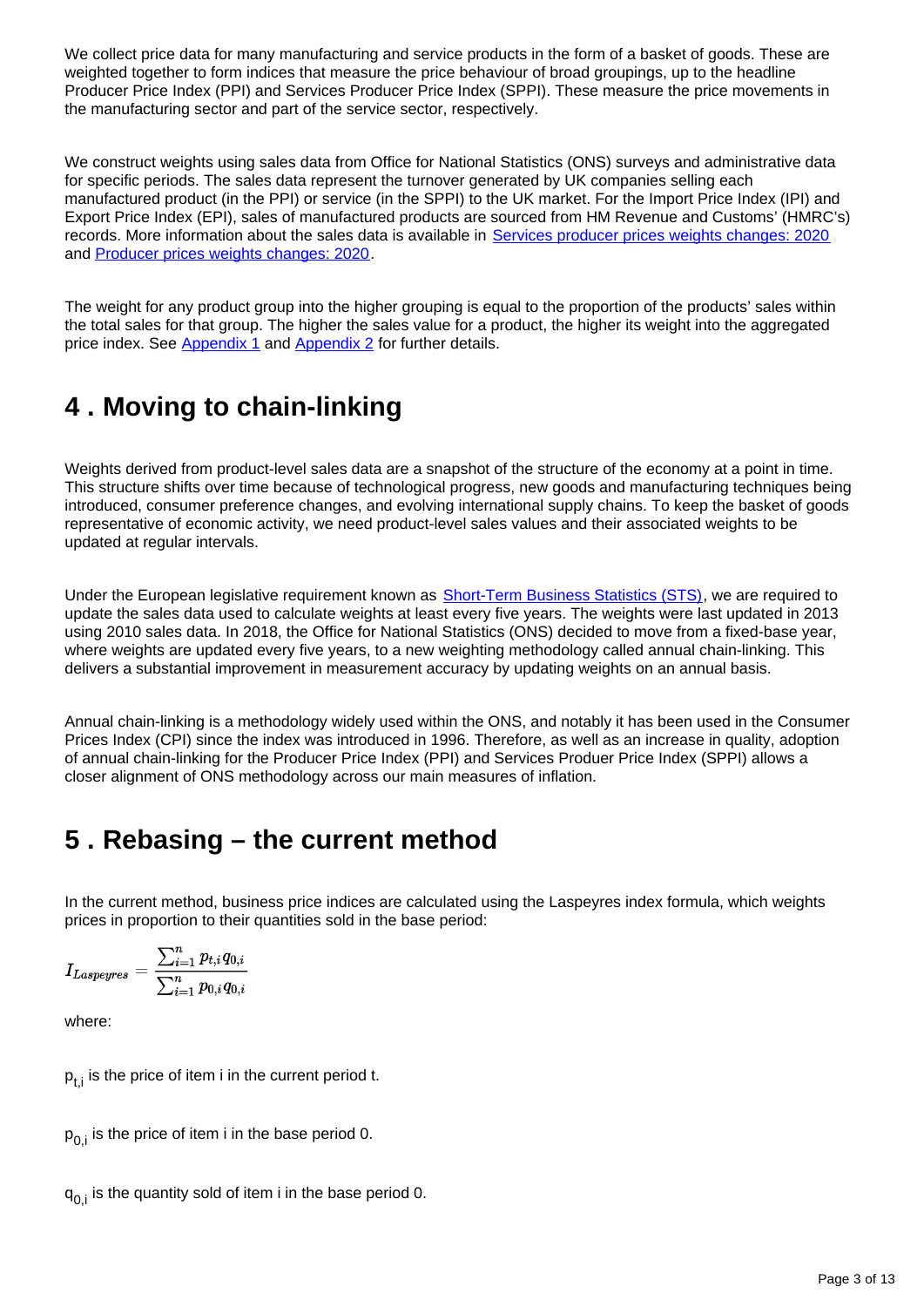We collect price data for many manufacturing and service products in the form of a basket of goods. These are weighted together to form indices that measure the price behaviour of broad groupings, up to the headline Producer Price Index (PPI) and Services Producer Price Index (SPPI). These measure the price movements in the manufacturing sector and part of the service sector, respectively.

We construct weights using sales data from Office for National Statistics (ONS) surveys and administrative data for specific periods. The sales data represent the turnover generated by UK companies selling each manufactured product (in the PPI) or service (in the SPPI) to the UK market. For the Import Price Index (IPI) and Export Price Index (EPI), sales of manufactured products are sourced from HM Revenue and Customs' (HMRC's) records. More information about the sales data is available in Services producer prices weights changes: 2020 and Producer prices weights changes: 2020.

The weight for any product group into the higher grouping is equal to the proportion of the products' sales within the total sales for that group. The higher the sales value for a product, the higher its weight into the aggregated price index. See Appendix 1 and Appendix 2 for further details.

## 4 . Moving to chain-linking

Weights derived from product-level sales data are a snapshot of the structure of the economy at a point in time. This structure shifts over time because of technological progress, new goods and manufacturing techniques being introduced, consumer preference changes, and evolving international supply chains. To keep the basket of goods representative of economic activity, we need product-level sales values and their associated weights to be updated at regular intervals.

Under the European legislative requirement known as Short-Term Business Statistics (STS), we are required to update the sales data used to calculate weights at least every five years. The weights were last updated in 2013 using 2010 sales data. In 2018, the Office for National Statistics (ONS) decided to move from a fixed-base year, where weights are updated every five years, to a new weighting methodology called annual chain-linking. This delivers a substantial improvement in measurement accuracy by updating weights on an annual basis.

Annual chain-linking is a methodology widely used within the ONS, and notably it has been used in the Consumer Prices Index (CPI) since the index was introduced in 1996. Therefore, as well as an increase in quality, adoption of annual chain-linking for the Producer Price Index (PPI) and Services Produer Price Index (SPPI) allows a closer alignment of ONS methodology across our main measures of inflation.

## 5 . Rebasing – the current method

In the current method, business price indices are calculated using the Laspeyres index formula, which weights prices in proportion to their quantities sold in the base period:

$$I_{Laspeyres} = \frac{\sum_{i=1}^{n} p_{t,i} q_{0,i}}{\sum_{i=1}^{n} p_{0,i} q_{0,i}}$$

where:

$p_{t,i}$ is the price of item i in the current period t.

$p_{0,i}$ is the price of item i in the base period 0.

$q_{0,i}$ is the quantity sold of item i in the base period 0.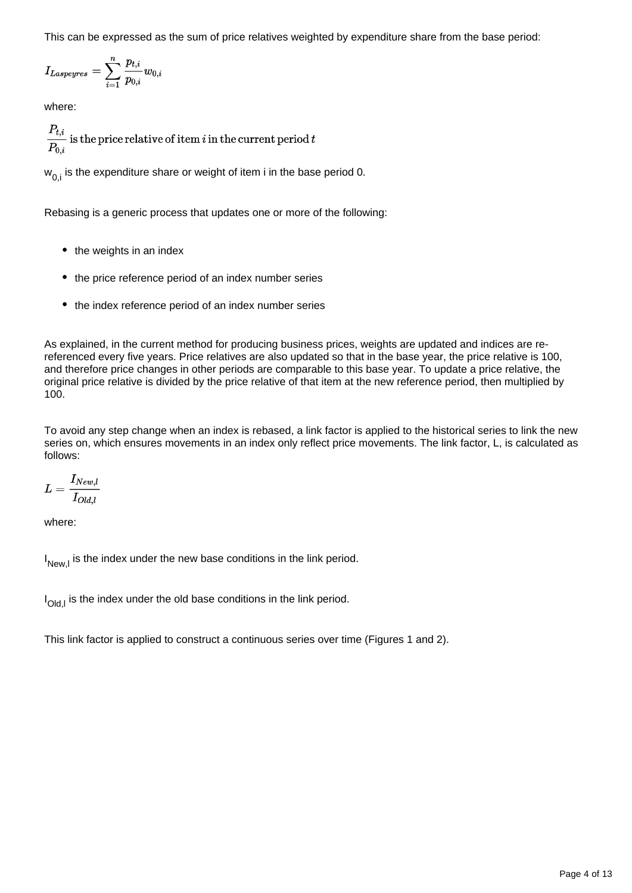This can be expressed as the sum of price relatives weighted by expenditure share from the base period:

$$I_{Laspeyres} = \sum_{i=1}^{n} \frac{p_{t,i}}{p_{0,i}} w_{0,i}$$

where:

$\frac{P_{t,i}}{P_{0,i}}$ is the price relative of item $i$ in the current period $t$

$w_{0,i}$ is the expenditure share or weight of item i in the base period 0.

Rebasing is a generic process that updates one or more of the following:

- the weights in an index
- the price reference period of an index number series
- the index reference period of an index number series

As explained, in the current method for producing business prices, weights are updated and indices are re-referenced every five years. Price relatives are also updated so that in the base year, the price relative is 100, and therefore price changes in other periods are comparable to this base year. To update a price relative, the original price relative is divided by the price relative of that item at the new reference period, then multiplied by 100.

To avoid any step change when an index is rebased, a link factor is applied to the historical series to link the new series on, which ensures movements in an index only reflect price movements. The link factor, L, is calculated as follows:

$$L = \frac{I_{New,l}}{I_{Old,l}}$$

where:

$I_{New,l}$ is the index under the new base conditions in the link period.

$I_{Old,l}$ is the index under the old base conditions in the link period.

This link factor is applied to construct a continuous series over time (Figures 1 and 2).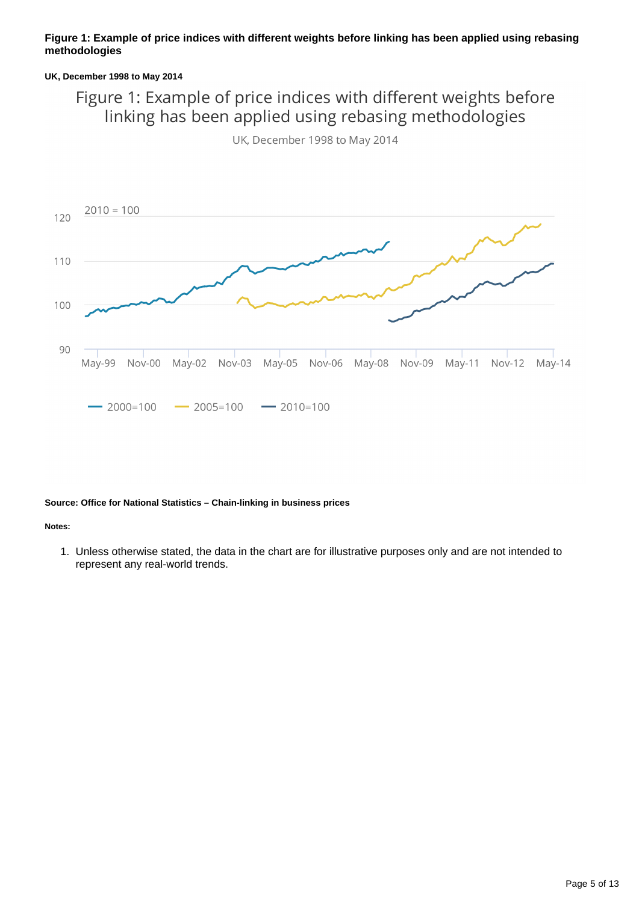**Figure 1: Example of price indices with different weights before linking has been applied using rebasing methodologies**

**UK, December 1998 to May 2014**

Figure 1: Example of price indices with different weights before linking has been applied using rebasing methodologies

UK, December 1998 to May 2014

2010 = 100

120

110

100

90

May-99 Nov-00 May-02 Nov-03 May-05 Nov-06 May-08 Nov-09 May-11 Nov-12 May-14

2000=100 2005=100 2010=100

**Source: Office for National Statistics – Chain-linking in business prices**

**Notes:**

1. Unless otherwise stated, the data in the chart are for illustrative purposes only and are not intended to represent any real-world trends.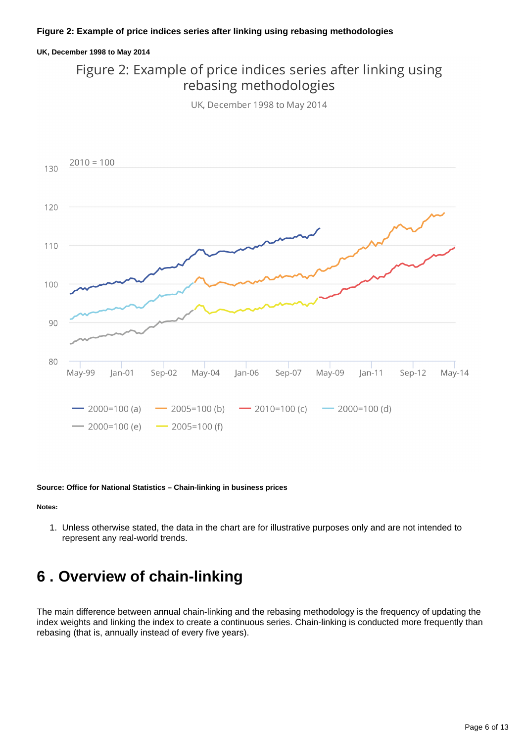**Figure 2: Example of price indices series after linking using rebasing methodologies**

**UK, December 1998 to May 2014**

Figure 2: Example of price indices series after linking using rebasing methodologies

UK, December 1998 to May 2014

2010 = 100

130

120

110

100

90

80

May-99 Jan-01 Sep-02 May-04 Jan-06 Sep-07 May-09 Jan-11 Sep-12 May-14

2000=100 (a) 2005=100 (b) 2010=100 (c) 2000=100 (d) 2000=100 (e) 2005=100 (f)

**Source: Office for National Statistics – Chain-linking in business prices**

**Notes:**

1. Unless otherwise stated, the data in the chart are for illustrative purposes only and are not intended to represent any real-world trends.

# 6 . Overview of chain-linking

The main difference between annual chain-linking and the rebasing methodology is the frequency of updating the index weights and linking the index to create a continuous series. Chain-linking is conducted more frequently than rebasing (that is, annually instead of every five years).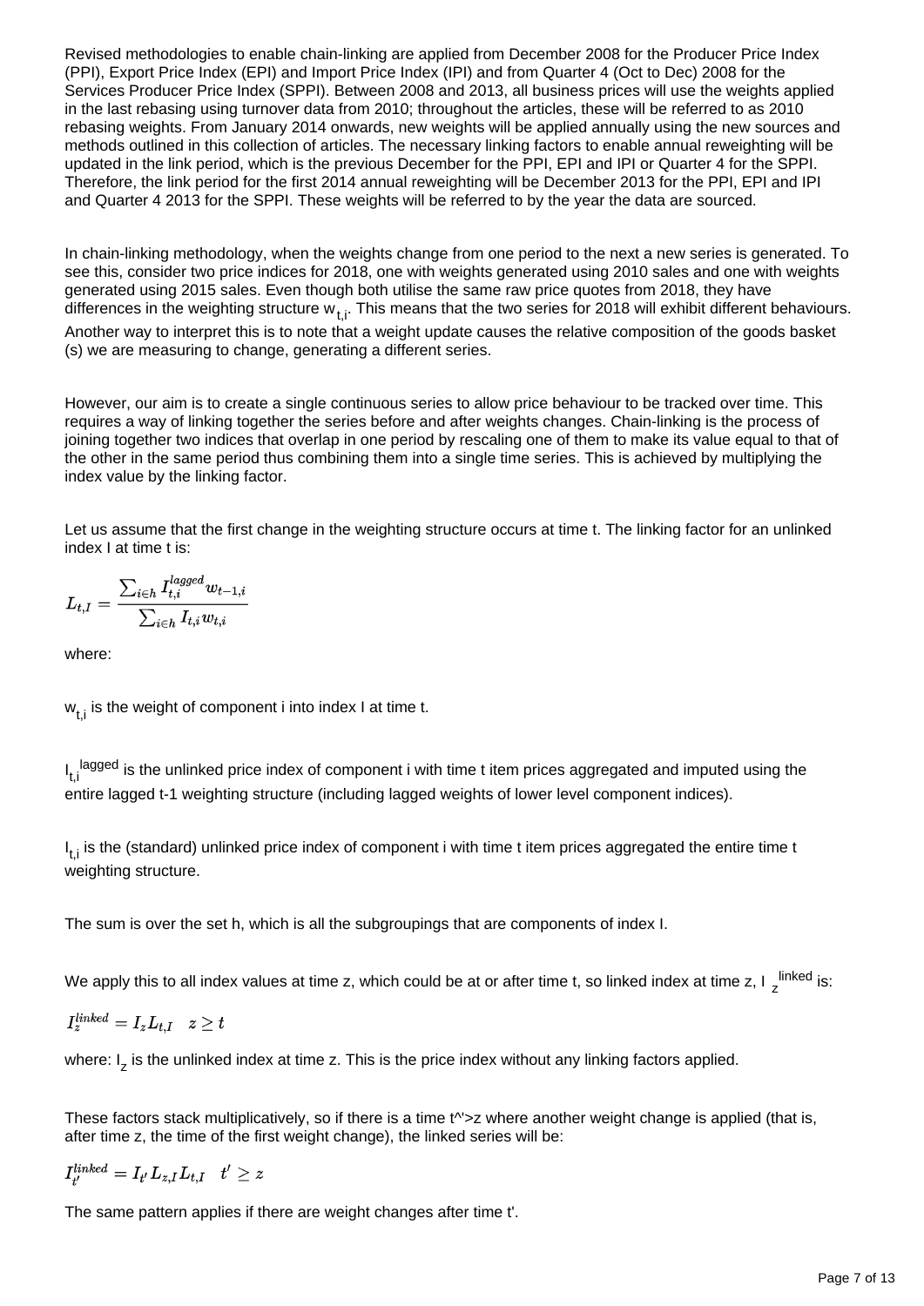Revised methodologies to enable chain-linking are applied from December 2008 for the Producer Price Index (PPI), Export Price Index (EPI) and Import Price Index (IPI) and from Quarter 4 (Oct to Dec) 2008 for the Services Producer Price Index (SPPI). Between 2008 and 2013, all business prices will use the weights applied in the last rebasing using turnover data from 2010; throughout the articles, these will be referred to as 2010 rebasing weights. From January 2014 onwards, new weights will be applied annually using the new sources and methods outlined in this collection of articles. The necessary linking factors to enable annual reweighting will be updated in the link period, which is the previous December for the PPI, EPI and IPI or Quarter 4 for the SPPI. Therefore, the link period for the first 2014 annual reweighting will be December 2013 for the PPI, EPI and IPI and Quarter 4 2013 for the SPPI. These weights will be referred to by the year the data are sourced.

In chain-linking methodology, when the weights change from one period to the next a new series is generated. To see this, consider two price indices for 2018, one with weights generated using 2010 sales and one with weights generated using 2015 sales. Even though both utilise the same raw price quotes from 2018, they have differences in the weighting structure $w_{t,i}$. This means that the two series for 2018 will exhibit different behaviours. Another way to interpret this is to note that a weight update causes the relative composition of the goods basket (s) we are measuring to change, generating a different series.

However, our aim is to create a single continuous series to allow price behaviour to be tracked over time. This requires a way of linking together the series before and after weights changes. Chain-linking is the process of joining together two indices that overlap in one period by rescaling one of them to make its value equal to that of the other in the same period thus combining them into a single time series. This is achieved by multiplying the index value by the linking factor.

Let us assume that the first change in the weighting structure occurs at time t. The linking factor for an unlinked index I at time t is:

$$L_{t,I} = \frac{\sum_{i \in h} I_{t,i}^{lagged} w_{t-1,i}}{\sum_{i \in h} I_{t,i} w_{t,i}}$$

where:

$w_{t,i}$ is the weight of component i into index I at time t.

$I_{t,i}^{lagged}$ is the unlinked price index of component i with time t item prices aggregated and imputed using the entire lagged t-1 weighting structure (including lagged weights of lower level component indices).

$I_{t,i}$ is the (standard) unlinked price index of component i with time t item prices aggregated the entire time t weighting structure.

The sum is over the set h, which is all the subgroupings that are components of index I.

We apply this to all index values at time z, which could be at or after time t, so linked index at time z, $I_z^{linked}$ is:

$$I_z^{linked} = I_z L_{t,I} \quad z \geq t$$

where: $I_z$ is the unlinked index at time z. This is the price index without any linking factors applied.

These factors stack multiplicatively, so if there is a time t^'>z where another weight change is applied (that is, after time z, the time of the first weight change), the linked series will be:

$$I_{t'}^{linked} = I_{t'} L_{z,I} L_{t,I} \quad t' \geq z$$

The same pattern applies if there are weight changes after time t'.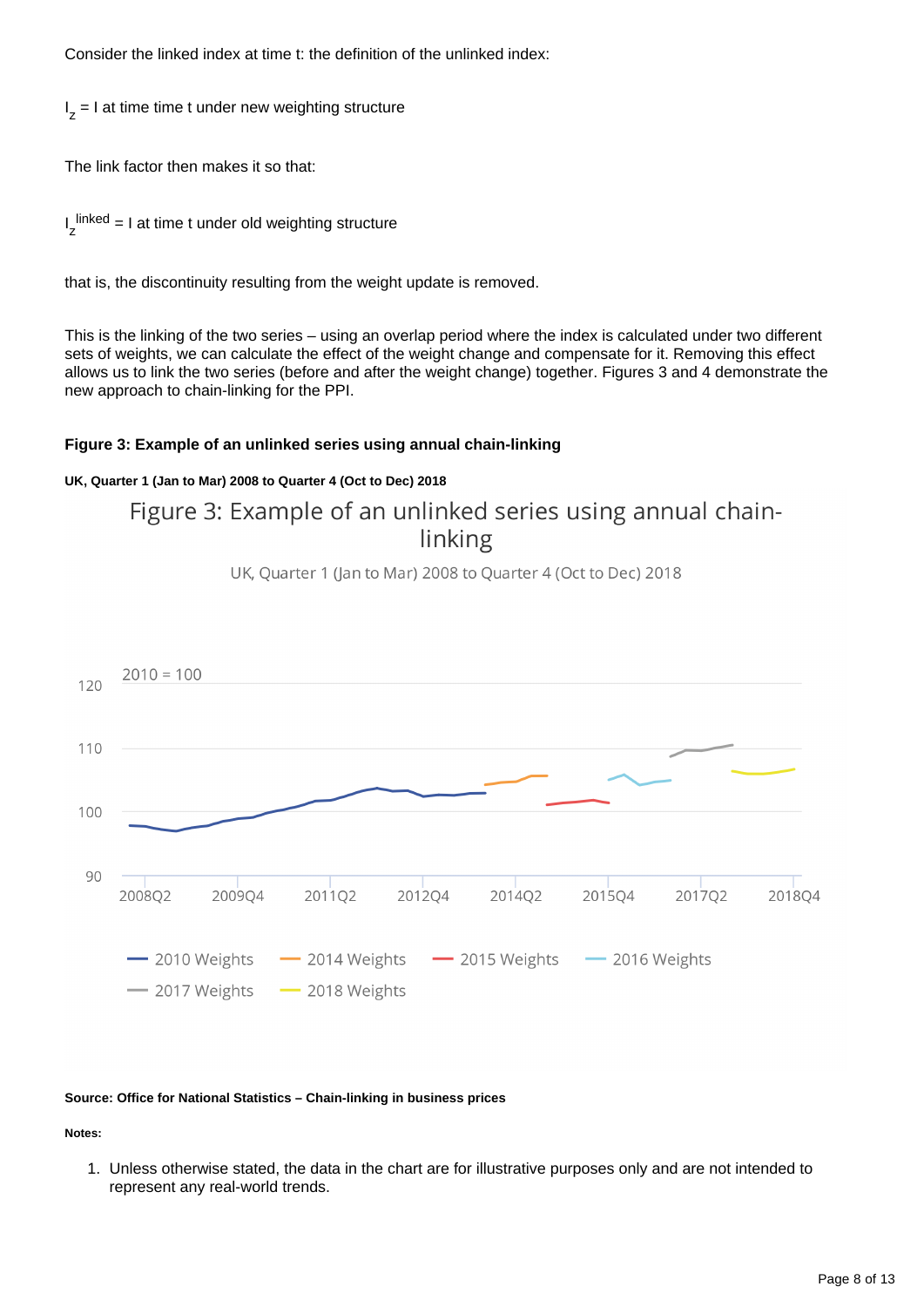Consider the linked index at time t: the definition of the unlinked index:

$I_z$ = I at time time t under new weighting structure

The link factor then makes it so that:

$I_z^{linked}$ = I at time t under old weighting structure

that is, the discontinuity resulting from the weight update is removed.

This is the linking of the two series – using an overlap period where the index is calculated under two different sets of weights, we can calculate the effect of the weight change and compensate for it. Removing this effect allows us to link the two series (before and after the weight change) together. Figures 3 and 4 demonstrate the new approach to chain-linking for the PPI.

**Figure 3: Example of an unlinked series using annual chain-linking**

**UK, Quarter 1 (Jan to Mar) 2008 to Quarter 4 (Oct to Dec) 2018**

Figure 3: Example of an unlinked series using annual chain-linking

UK, Quarter 1 (Jan to Mar) 2008 to Quarter 4 (Oct to Dec) 2018

2010 = 100

Legend: 2010 Weights, 2014 Weights, 2015 Weights, 2016 Weights, 2017 Weights, 2018 Weights

**Source: Office for National Statistics – Chain-linking in business prices**

**Notes:**

1. Unless otherwise stated, the data in the chart are for illustrative purposes only and are not intended to represent any real-world trends.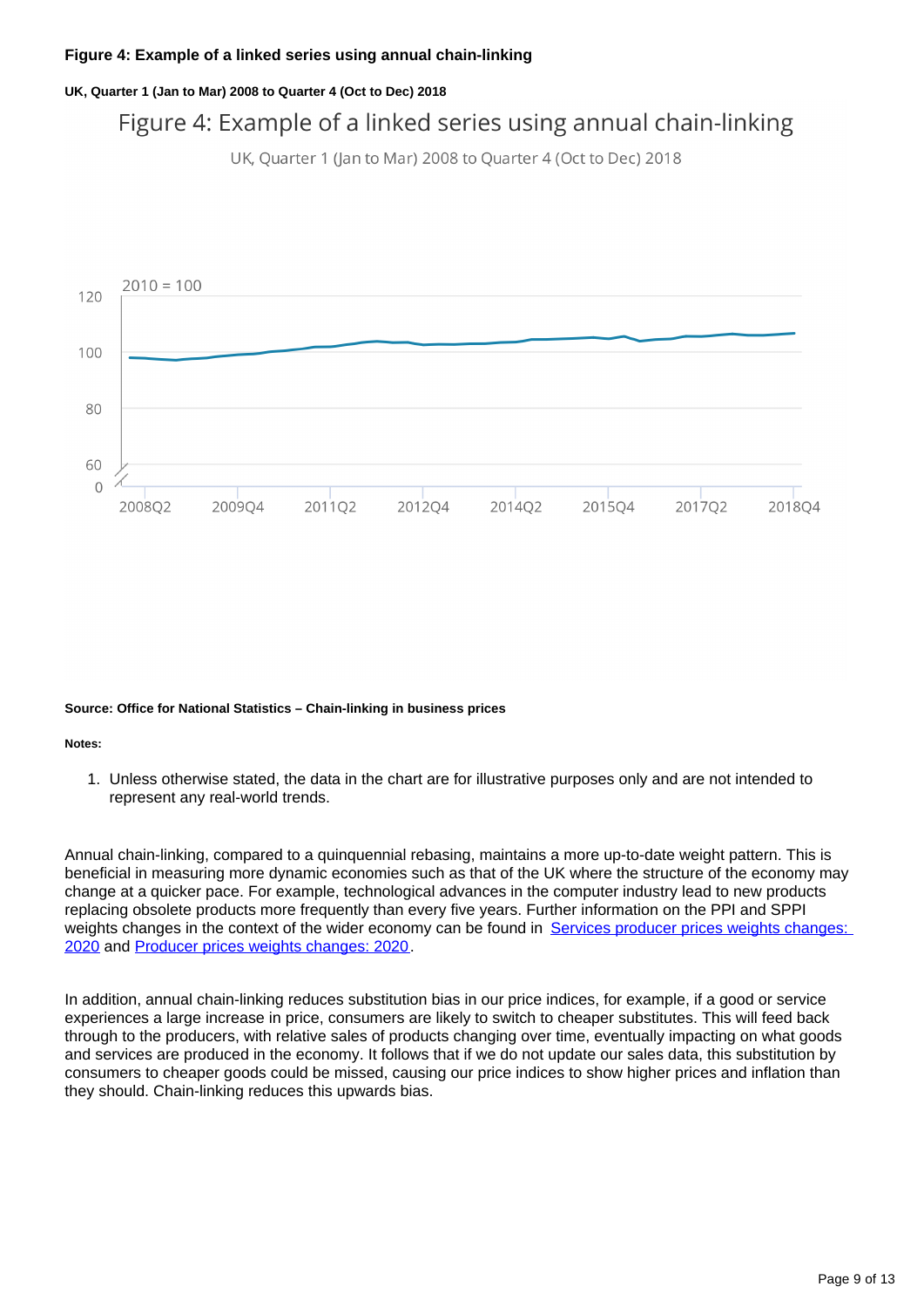### Figure 4: Example of a linked series using annual chain-linking

#### UK, Quarter 1 (Jan to Mar) 2008 to Quarter 4 (Oct to Dec) 2018

Figure 4: Example of a linked series using annual chain-linking

UK, Quarter 1 (Jan to Mar) 2008 to Quarter 4 (Oct to Dec) 2018

2010 = 100

120

100

80

60

0

2008Q2 2009Q4 2011Q2 2012Q4 2014Q2 2015Q4 2017Q2 2018Q4

**Source: Office for National Statistics – Chain-linking in business prices**

**Notes:**

1. Unless otherwise stated, the data in the chart are for illustrative purposes only and are not intended to represent any real-world trends.

Annual chain-linking, compared to a quinquennial rebasing, maintains a more up-to-date weight pattern. This is beneficial in measuring more dynamic economies such as that of the UK where the structure of the economy may change at a quicker pace. For example, technological advances in the computer industry lead to new products replacing obsolete products more frequently than every five years. Further information on the PPI and SPPI weights changes in the context of the wider economy can be found in Services producer prices weights changes: 2020 and Producer prices weights changes: 2020.

In addition, annual chain-linking reduces substitution bias in our price indices, for example, if a good or service experiences a large increase in price, consumers are likely to switch to cheaper substitutes. This will feed back through to the producers, with relative sales of products changing over time, eventually impacting on what goods and services are produced in the economy. It follows that if we do not update our sales data, this substitution by consumers to cheaper goods could be missed, causing our price indices to show higher prices and inflation than they should. Chain-linking reduces this upwards bias.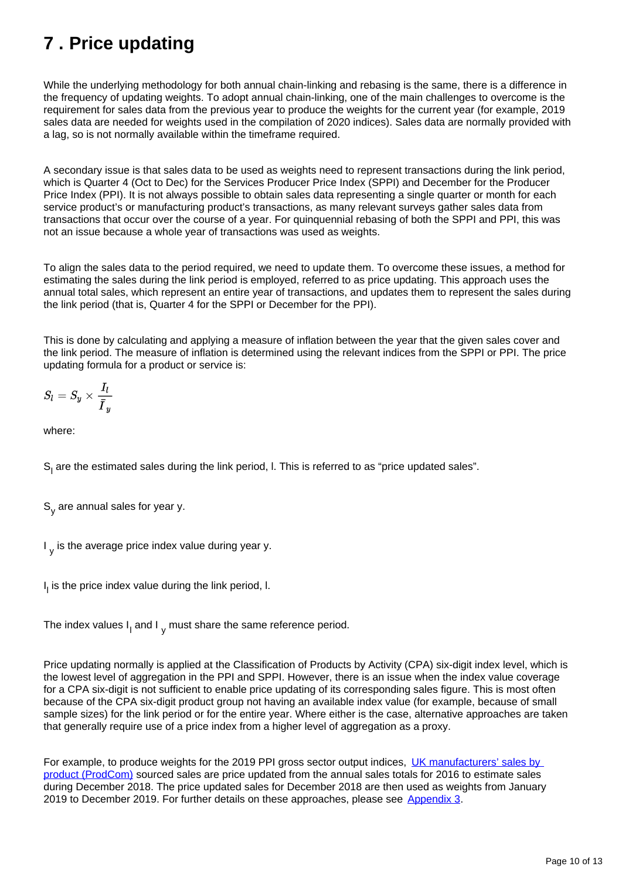# 7 . Price updating

While the underlying methodology for both annual chain-linking and rebasing is the same, there is a difference in the frequency of updating weights. To adopt annual chain-linking, one of the main challenges to overcome is the requirement for sales data from the previous year to produce the weights for the current year (for example, 2019 sales data are needed for weights used in the compilation of 2020 indices). Sales data are normally provided with a lag, so is not normally available within the timeframe required.

A secondary issue is that sales data to be used as weights need to represent transactions during the link period, which is Quarter 4 (Oct to Dec) for the Services Producer Price Index (SPPI) and December for the Producer Price Index (PPI). It is not always possible to obtain sales data representing a single quarter or month for each service product's or manufacturing product's transactions, as many relevant surveys gather sales data from transactions that occur over the course of a year. For quinquennial rebasing of both the SPPI and PPI, this was not an issue because a whole year of transactions was used as weights.

To align the sales data to the period required, we need to update them. To overcome these issues, a method for estimating the sales during the link period is employed, referred to as price updating. This approach uses the annual total sales, which represent an entire year of transactions, and updates them to represent the sales during the link period (that is, Quarter 4 for the SPPI or December for the PPI).

This is done by calculating and applying a measure of inflation between the year that the given sales cover and the link period. The measure of inflation is determined using the relevant indices from the SPPI or PPI. The price updating formula for a product or service is:

$$S_l = S_y \times \frac{I_l}{\bar{I}_y}$$

where:

$S_l$ are the estimated sales during the link period, l. This is referred to as "price updated sales".

$S_y$ are annual sales for year y.

$\bar{I}_y$ is the average price index value during year y.

$I_l$ is the price index value during the link period, l.

The index values $I_l$ and $\bar{I}_y$ must share the same reference period.

Price updating normally is applied at the Classification of Products by Activity (CPA) six-digit index level, which is the lowest level of aggregation in the PPI and SPPI. However, there is an issue when the index value coverage for a CPA six-digit is not sufficient to enable price updating of its corresponding sales figure. This is most often because of the CPA six-digit product group not having an available index value (for example, because of small sample sizes) for the link period or for the entire year. Where either is the case, alternative approaches are taken that generally require use of a price index from a higher level of aggregation as a proxy.

For example, to produce weights for the 2019 PPI gross sector output indices, UK manufacturers' sales by product (ProdCom) sourced sales are price updated from the annual sales totals for 2016 to estimate sales during December 2018. The price updated sales for December 2018 are then used as weights from January 2019 to December 2019. For further details on these approaches, please see Appendix 3.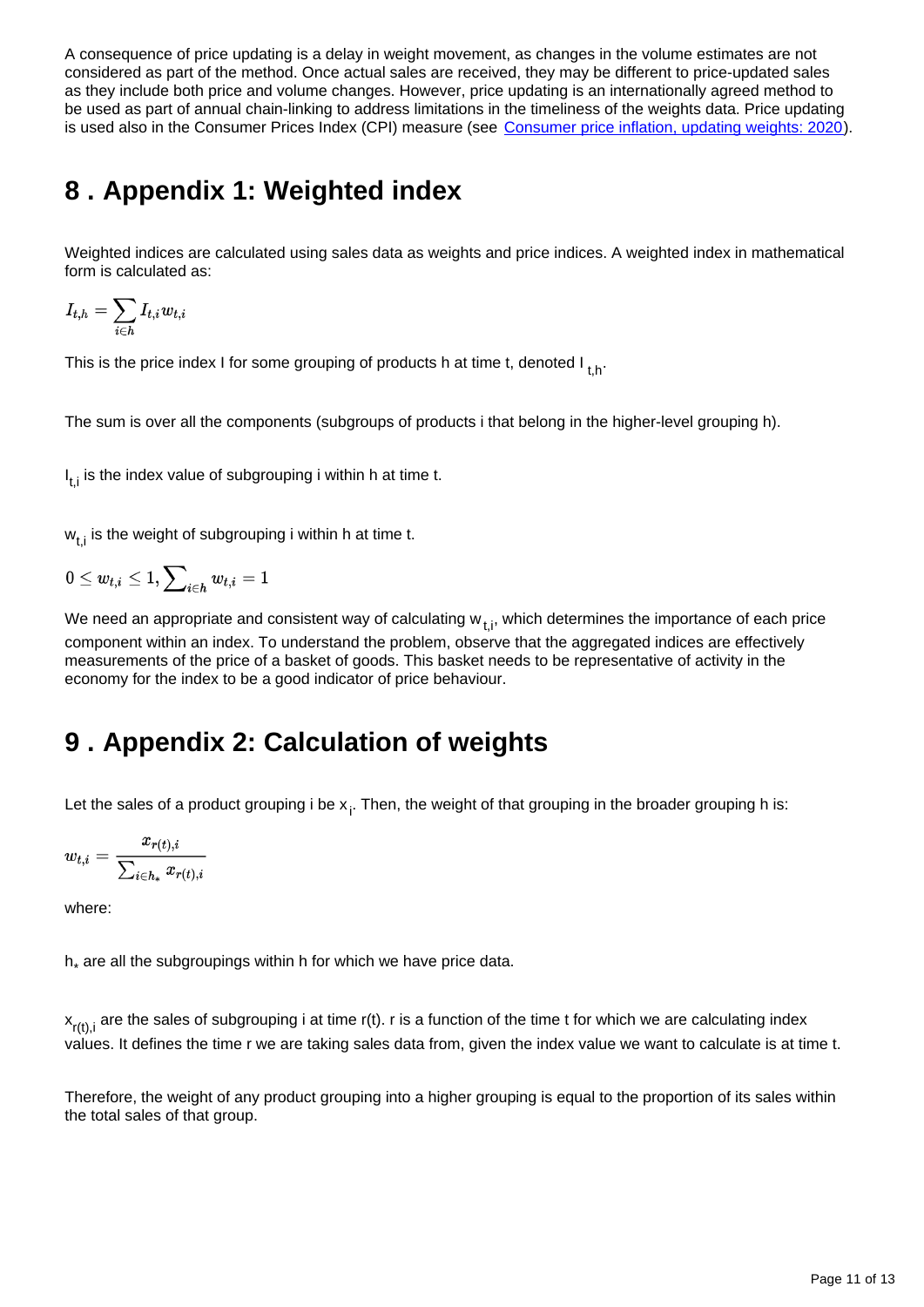A consequence of price updating is a delay in weight movement, as changes in the volume estimates are not considered as part of the method. Once actual sales are received, they may be different to price-updated sales as they include both price and volume changes. However, price updating is an internationally agreed method to be used as part of annual chain-linking to address limitations in the timeliness of the weights data. Price updating is used also in the Consumer Prices Index (CPI) measure (see Consumer price inflation, updating weights: 2020).

## 8 . Appendix 1: Weighted index

Weighted indices are calculated using sales data as weights and price indices. A weighted index in mathematical form is calculated as:

$$I_{t,h} = \sum_{i \in h} I_{t,i} w_{t,i}$$

This is the price index I for some grouping of products h at time t, denoted $I_{t,h}$.

The sum is over all the components (subgroups of products i that belong in the higher-level grouping h).

$I_{t,i}$ is the index value of subgrouping i within h at time t.

$w_{t,i}$ is the weight of subgrouping i within h at time t.

$$0 \leq w_{t,i} \leq 1, \sum\nolimits_{i \in h} w_{t,i} = 1$$

We need an appropriate and consistent way of calculating $w_{t,i}$, which determines the importance of each price component within an index. To understand the problem, observe that the aggregated indices are effectively measurements of the price of a basket of goods. This basket needs to be representative of activity in the economy for the index to be a good indicator of price behaviour.

## 9 . Appendix 2: Calculation of weights

Let the sales of a product grouping i be $x_i$. Then, the weight of that grouping in the broader grouping h is:

$$w_{t,i} = \frac{x_{r(t),i}}{\sum_{i \in h_*} x_{r(t),i}}$$

where:

$h_*$ are all the subgroupings within h for which we have price data.

$x_{r(t),i}$ are the sales of subgrouping i at time r(t). r is a function of the time t for which we are calculating index values. It defines the time r we are taking sales data from, given the index value we want to calculate is at time t.

Therefore, the weight of any product grouping into a higher grouping is equal to the proportion of its sales within the total sales of that group.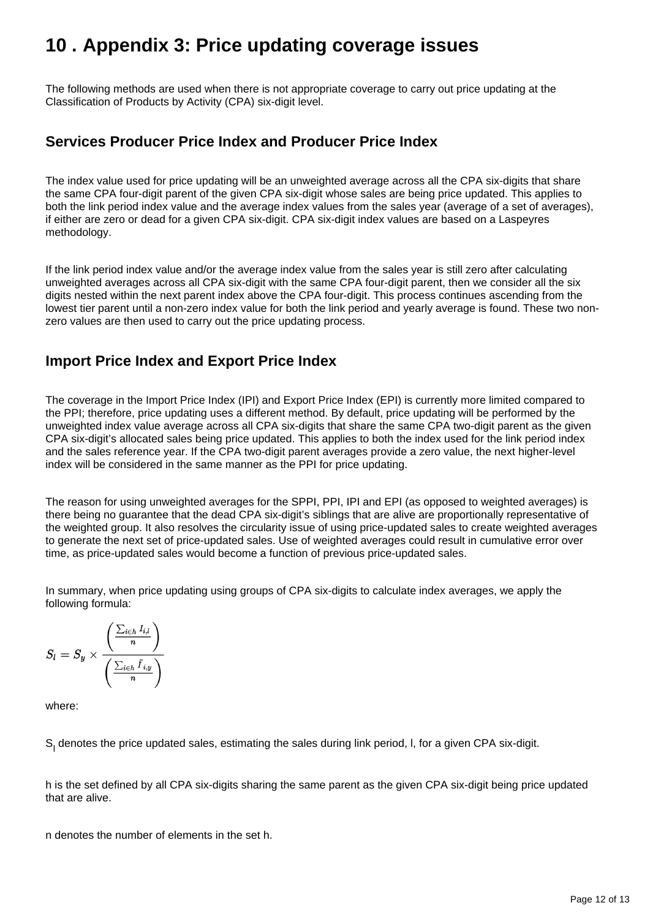# 10 . Appendix 3: Price updating coverage issues

The following methods are used when there is not appropriate coverage to carry out price updating at the Classification of Products by Activity (CPA) six-digit level.

## Services Producer Price Index and Producer Price Index

The index value used for price updating will be an unweighted average across all the CPA six-digits that share the same CPA four-digit parent of the given CPA six-digit whose sales are being price updated. This applies to both the link period index value and the average index values from the sales year (average of a set of averages), if either are zero or dead for a given CPA six-digit. CPA six-digit index values are based on a Laspeyres methodology.

If the link period index value and/or the average index value from the sales year is still zero after calculating unweighted averages across all CPA six-digit with the same CPA four-digit parent, then we consider all the six digits nested within the next parent index above the CPA four-digit. This process continues ascending from the lowest tier parent until a non-zero index value for both the link period and yearly average is found. These two non-zero values are then used to carry out the price updating process.

## Import Price Index and Export Price Index

The coverage in the Import Price Index (IPI) and Export Price Index (EPI) is currently more limited compared to the PPI; therefore, price updating uses a different method. By default, price updating will be performed by the unweighted index value average across all CPA six-digits that share the same CPA two-digit parent as the given CPA six-digit's allocated sales being price updated. This applies to both the index used for the link period index and the sales reference year. If the CPA two-digit parent averages provide a zero value, the next higher-level index will be considered in the same manner as the PPI for price updating.

The reason for using unweighted averages for the SPPI, PPI, IPI and EPI (as opposed to weighted averages) is there being no guarantee that the dead CPA six-digit's siblings that are alive are proportionally representative of the weighted group. It also resolves the circularity issue of using price-updated sales to create weighted averages to generate the next set of price-updated sales. Use of weighted averages could result in cumulative error over time, as price-updated sales would become a function of previous price-updated sales.

In summary, when price updating using groups of CPA six-digits to calculate index averages, we apply the following formula:

$$S_l = S_y \times \frac{\left(\frac{\sum_{i \in h} I_{i,l}}{n}\right)}{\left(\frac{\sum_{i \in h} \bar{I}_{i,y}}{n}\right)}$$

where:

$S_l$ denotes the price updated sales, estimating the sales during link period, l, for a given CPA six-digit.

h is the set defined by all CPA six-digits sharing the same parent as the given CPA six-digit being price updated that are alive.

n denotes the number of elements in the set h.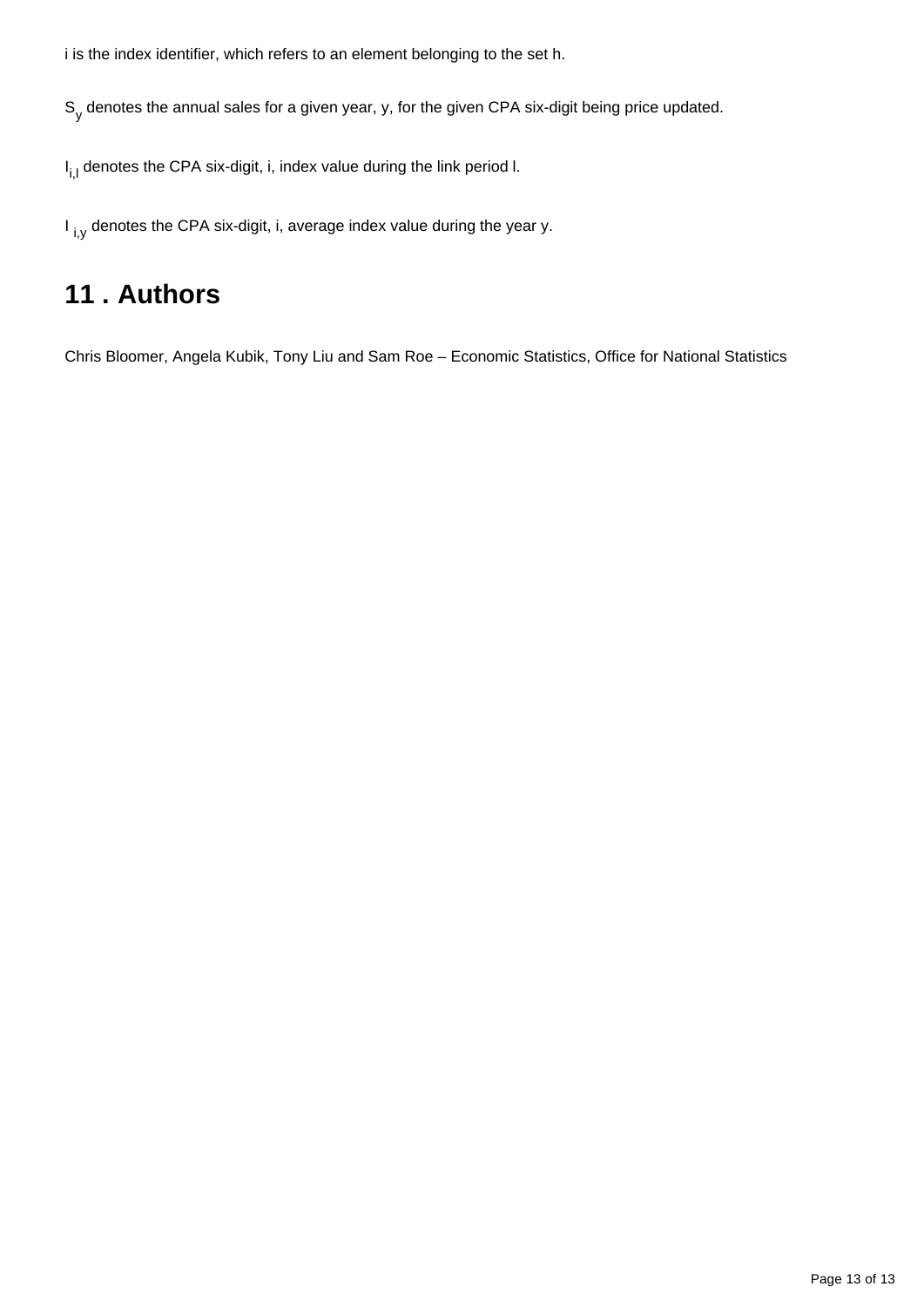i is the index identifier, which refers to an element belonging to the set h.

$S_y$ denotes the annual sales for a given year, y, for the given CPA six-digit being price updated.

$I_{i,l}$ denotes the CPA six-digit, i, index value during the link period l.

$I_{i,y}$ denotes the CPA six-digit, i, average index value during the year y.

## 11 . Authors

Chris Bloomer, Angela Kubik, Tony Liu and Sam Roe – Economic Statistics, Office for National Statistics